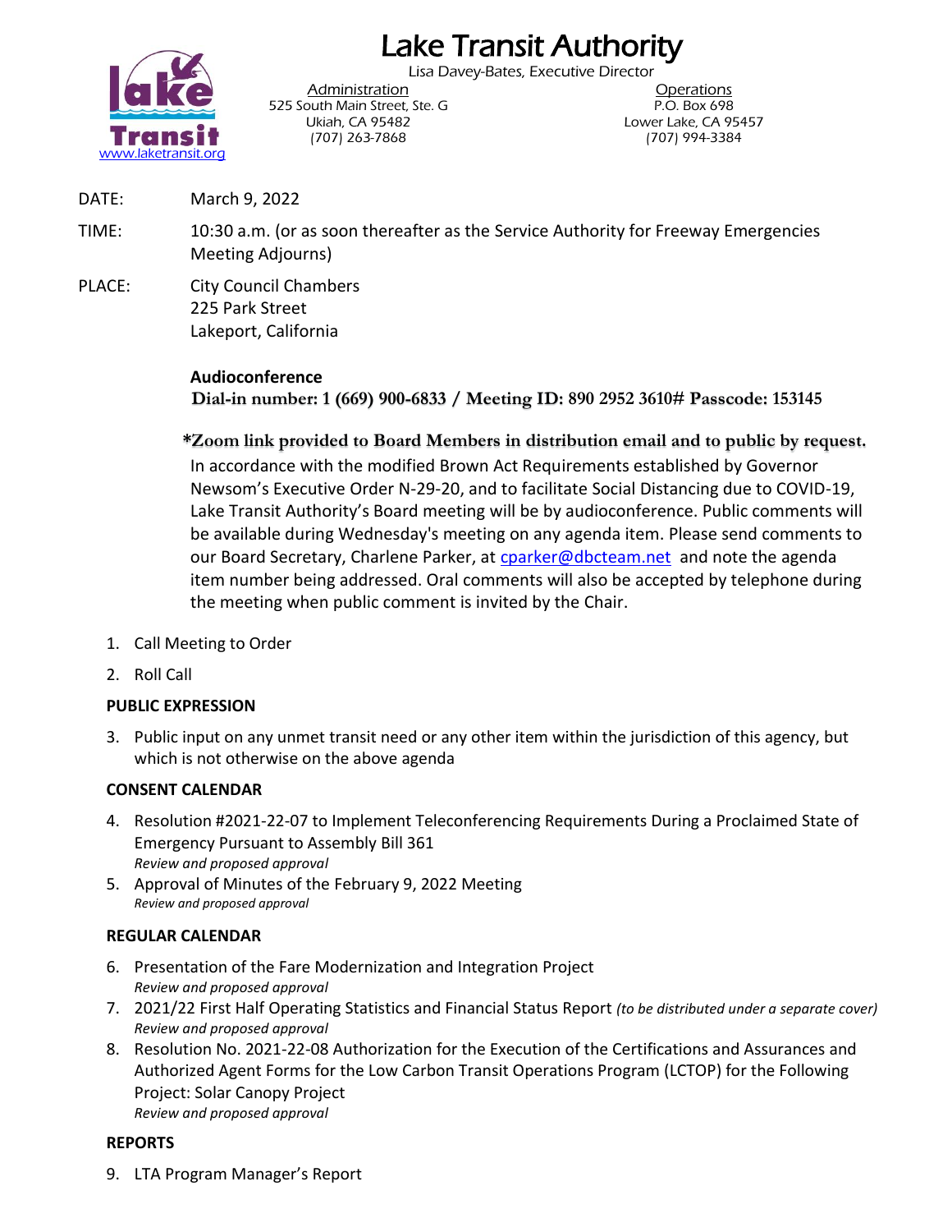# Lake Transit Authority

Lisa Davey-Bates, Executive Director

lake Transit
www.laketransit.org

Administration
525 South Main Street, Ste. G
Ukiah, CA 95482
(707) 263-7868

Operations
P.O. Box 698
Lower Lake, CA 95457
(707) 994-3384

DATE: March 9, 2022

TIME: 10:30 a.m. (or as soon thereafter as the Service Authority for Freeway Emergencies Meeting Adjourns)

PLACE: City Council Chambers
225 Park Street
Lakeport, California

**Audioconference**
**Dial-in number: 1 (669) 900-6833 / Meeting ID: 890 2952 3610# Passcode: 153145**

***Zoom link provided to Board Members in distribution email and to public by request.**
In accordance with the modified Brown Act Requirements established by Governor Newsom's Executive Order N-29-20, and to facilitate Social Distancing due to COVID-19, Lake Transit Authority's Board meeting will be by audioconference. Public comments will be available during Wednesday's meeting on any agenda item. Please send comments to our Board Secretary, Charlene Parker, at cparker@dbcteam.net and note the agenda item number being addressed. Oral comments will also be accepted by telephone during the meeting when public comment is invited by the Chair.

1. Call Meeting to Order
2. Roll Call

**PUBLIC EXPRESSION**

3. Public input on any unmet transit need or any other item within the jurisdiction of this agency, but which is not otherwise on the above agenda

**CONSENT CALENDAR**

4. Resolution #2021-22-07 to Implement Teleconferencing Requirements During a Proclaimed State of Emergency Pursuant to Assembly Bill 361
   *Review and proposed approval*
5. Approval of Minutes of the February 9, 2022 Meeting
   *Review and proposed approval*

**REGULAR CALENDAR**

6. Presentation of the Fare Modernization and Integration Project
   *Review and proposed approval*
7. 2021/22 First Half Operating Statistics and Financial Status Report *(to be distributed under a separate cover)*
   *Review and proposed approval*
8. Resolution No. 2021-22-08 Authorization for the Execution of the Certifications and Assurances and Authorized Agent Forms for the Low Carbon Transit Operations Program (LCTOP) for the Following Project: Solar Canopy Project
   *Review and proposed approval*

**REPORTS**

9. LTA Program Manager's Report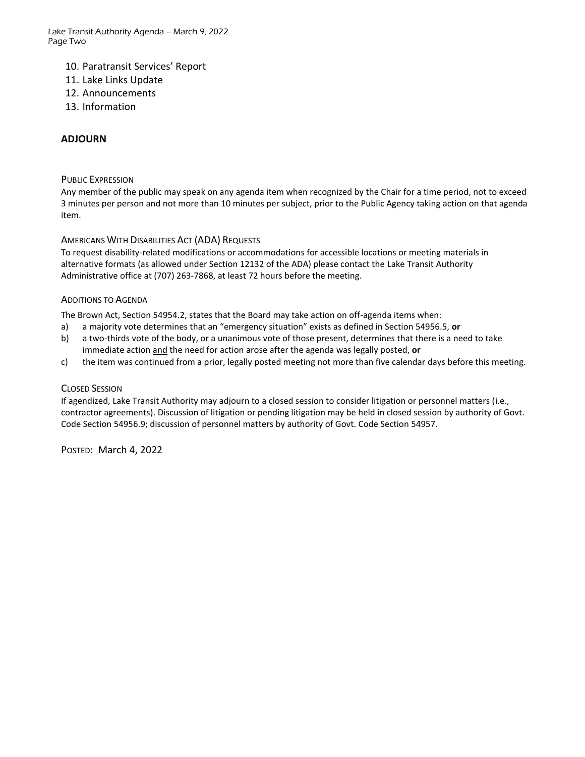10. Paratransit Services' Report
11. Lake Links Update
12. Announcements
13. Information

**ADJOURN**

PUBLIC EXPRESSION

Any member of the public may speak on any agenda item when recognized by the Chair for a time period, not to exceed 3 minutes per person and not more than 10 minutes per subject, prior to the Public Agency taking action on that agenda item.

AMERICANS WITH DISABILITIES ACT (ADA) REQUESTS

To request disability-related modifications or accommodations for accessible locations or meeting materials in alternative formats (as allowed under Section 12132 of the ADA) please contact the Lake Transit Authority Administrative office at (707) 263-7868, at least 72 hours before the meeting.

ADDITIONS TO AGENDA

The Brown Act, Section 54954.2, states that the Board may take action on off-agenda items when:

a) a majority vote determines that an "emergency situation" exists as defined in Section 54956.5, **or**
b) a two-thirds vote of the body, or a unanimous vote of those present, determines that there is a need to take immediate action and the need for action arose after the agenda was legally posted, **or**
c) the item was continued from a prior, legally posted meeting not more than five calendar days before this meeting.

CLOSED SESSION

If agendized, Lake Transit Authority may adjourn to a closed session to consider litigation or personnel matters (i.e., contractor agreements). Discussion of litigation or pending litigation may be held in closed session by authority of Govt. Code Section 54956.9; discussion of personnel matters by authority of Govt. Code Section 54957.

POSTED: March 4, 2022